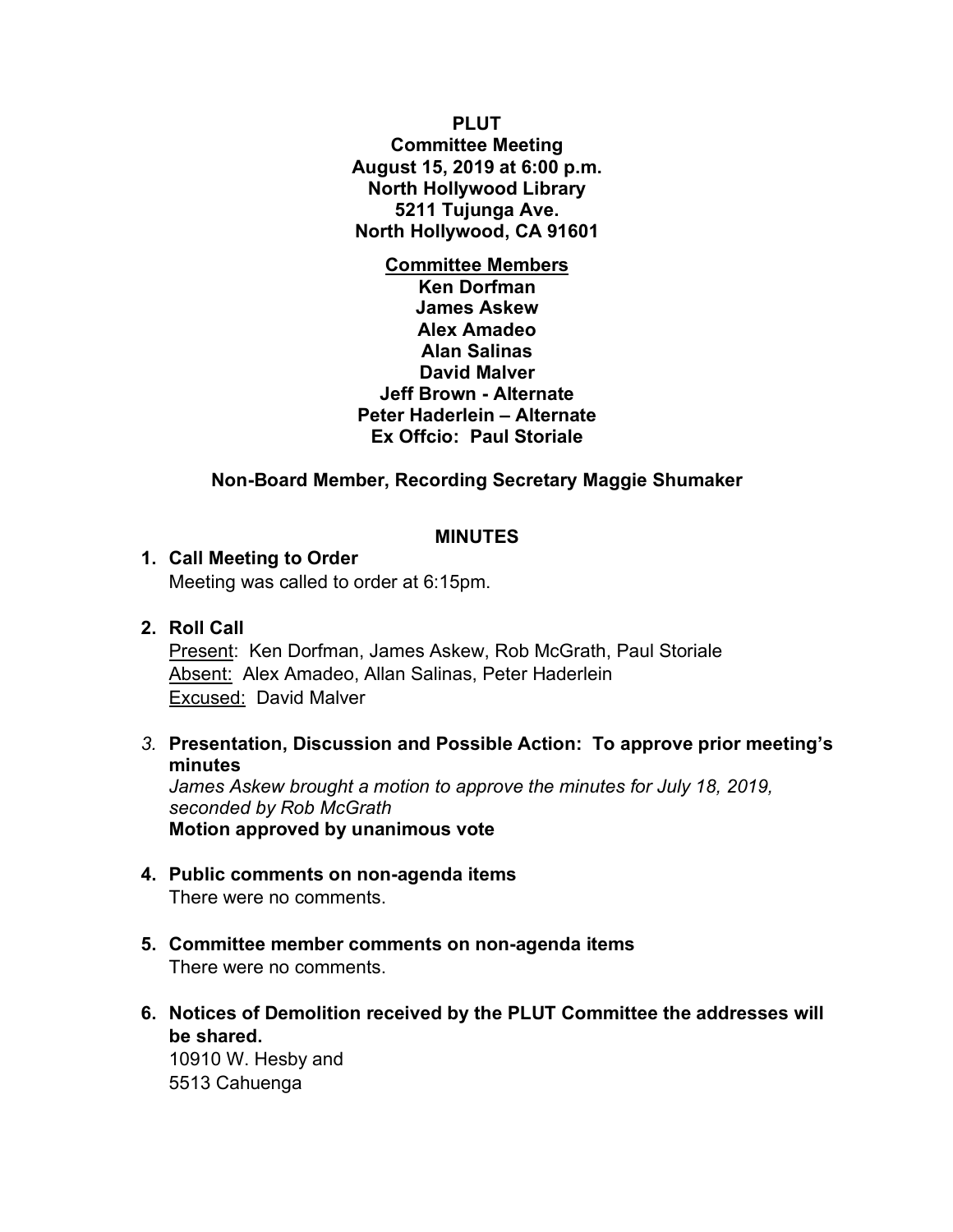**PLUT**
**Committee Meeting**
**August 15, 2019 at 6:00 p.m.**
**North Hollywood Library**
**5211 Tujunga Ave.**
**North Hollywood, CA 91601**

**Committee Members**
**Ken Dorfman**
**James Askew**
**Alex Amadeo**
**Alan Salinas**
**David Malver**
**Jeff Brown - Alternate**
**Peter Haderlein – Alternate**
**Ex Offcio: Paul Storiale**

**Non-Board Member, Recording Secretary Maggie Shumaker**

**MINUTES**

1. **Call Meeting to Order**
   Meeting was called to order at 6:15pm.

2. **Roll Call**
   Present: Ken Dorfman, James Askew, Rob McGrath, Paul Storiale
   Absent: Alex Amadeo, Allan Salinas, Peter Haderlein
   Excused: David Malver

3. **Presentation, Discussion and Possible Action: To approve prior meeting's minutes**
   *James Askew brought a motion to approve the minutes for July 18, 2019, seconded by Rob McGrath*
   **Motion approved by unanimous vote**

4. **Public comments on non-agenda items**
   There were no comments.

5. **Committee member comments on non-agenda items**
   There were no comments.

6. **Notices of Demolition received by the PLUT Committee the addresses will be shared.**
   10910 W. Hesby and
   5513 Cahuenga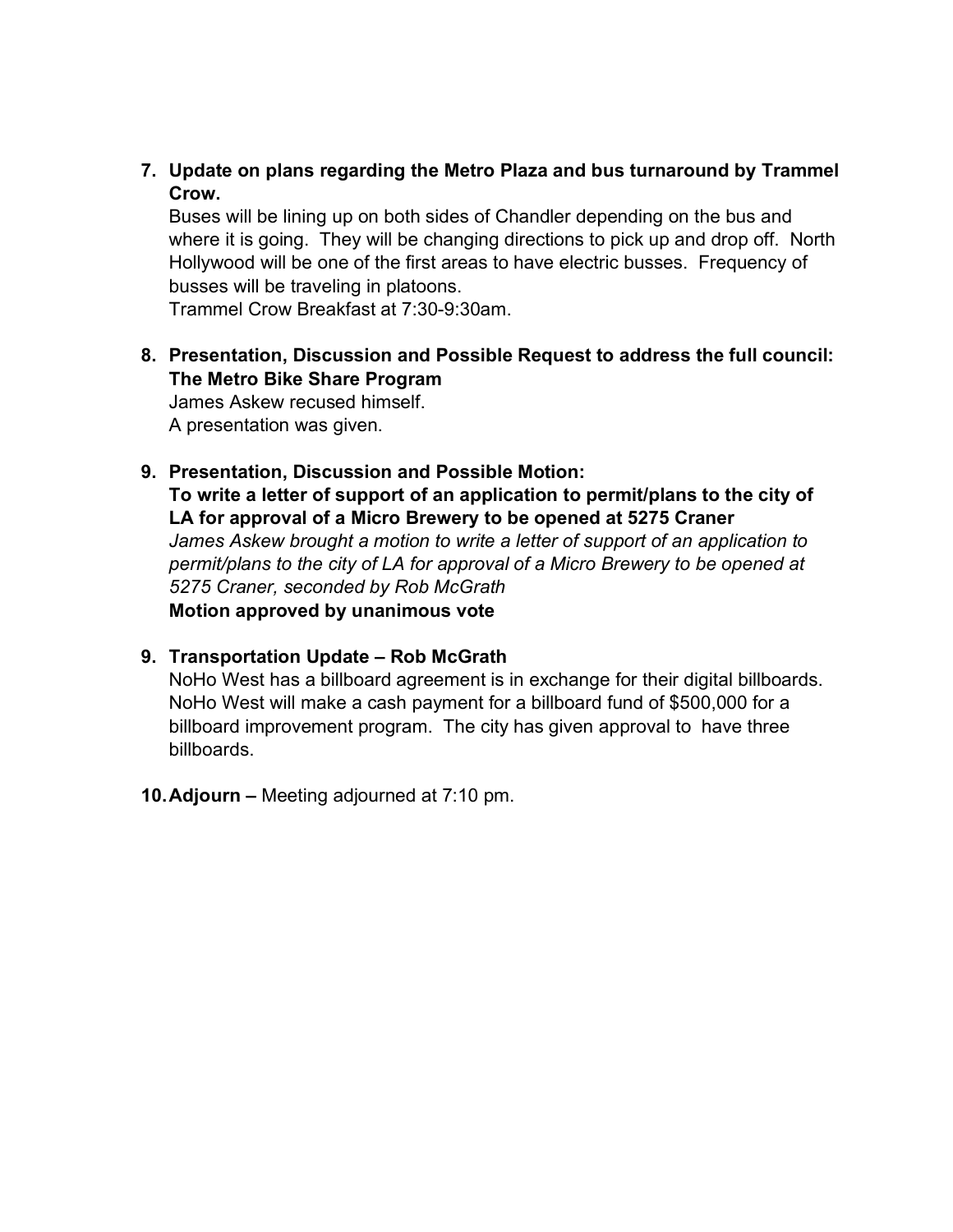7. **Update on plans regarding the Metro Plaza and bus turnaround by Trammel Crow.**
   Buses will be lining up on both sides of Chandler depending on the bus and where it is going. They will be changing directions to pick up and drop off. North Hollywood will be one of the first areas to have electric busses. Frequency of busses will be traveling in platoons.
   Trammel Crow Breakfast at 7:30-9:30am.

8. **Presentation, Discussion and Possible Request to address the full council: The Metro Bike Share Program**
   James Askew recused himself.
   A presentation was given.

9. **Presentation, Discussion and Possible Motion:**
   **To write a letter of support of an application to permit/plans to the city of LA for approval of a Micro Brewery to be opened at 5275 Craner**
   *James Askew brought a motion to write a letter of support of an application to permit/plans to the city of LA for approval of a Micro Brewery to be opened at 5275 Craner, seconded by Rob McGrath*
   **Motion approved by unanimous vote**

9. **Transportation Update – Rob McGrath**
   NoHo West has a billboard agreement is in exchange for their digital billboards. NoHo West will make a cash payment for a billboard fund of $500,000 for a billboard improvement program. The city has given approval to have three billboards.

10. **Adjourn –** Meeting adjourned at 7:10 pm.